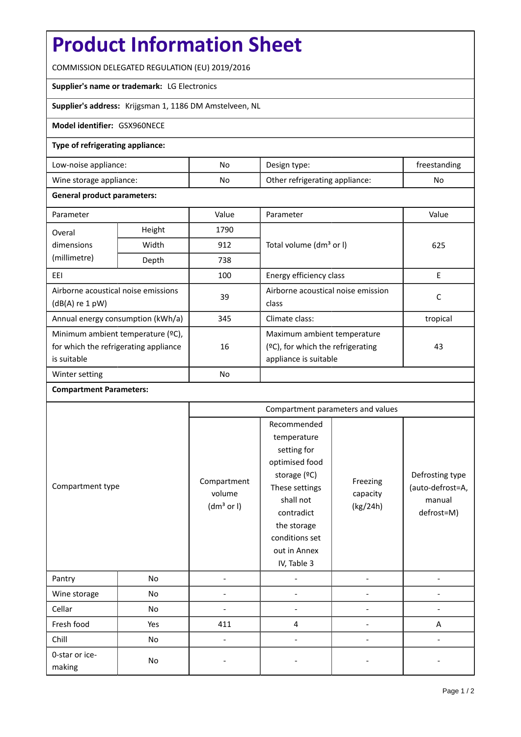# Product Information Sheet

COMMISSION DELEGATED REGULATION (EU) 2019/2016

**Supplier's name or trademark:** LG Electronics

**Supplier's address:** Krijgsman 1, 1186 DM Amstelveen, NL

**Model identifier:** GSX960NECE

**Type of refrigerating appliance:**

| | | | |
|---|---|---|---|
| Low-noise appliance: | No | Design type: | freestanding |
| Wine storage appliance: | No | Other refrigerating appliance: | No |

**General product parameters:**

| Parameter | | Value | Parameter | Value |
|---|---|---|---|---|
| Overal dimensions (millimetre) | Height | 1790 | Total volume (dm³ or l) | 625 |
| | Width | 912 | | |
| | Depth | 738 | | |
| EEI | | 100 | Energy efficiency class | E |
| Airborne acoustical noise emissions (dB(A) re 1 pW) | | 39 | Airborne acoustical noise emission class | C |
| Annual energy consumption (kWh/a) | | 345 | Climate class: | tropical |
| Minimum ambient temperature (ºC), for which the refrigerating appliance is suitable | | 16 | Maximum ambient temperature (ºC), for which the refrigerating appliance is suitable | 43 |
| Winter setting | | No | | |

**Compartment Parameters:**

| Compartment type | | Compartment parameters and values | | | |
|---|---|---|---|---|---|
| | | Compartment volume (dm³ or l) | Recommended temperature setting for optimised food storage (ºC) These settings shall not contradict the storage conditions set out in Annex IV, Table 3 | Freezing capacity (kg/24h) | Defrosting type (auto-defrost=A, manual defrost=M) |
| Pantry | No | - | - | - | - |
| Wine storage | No | - | - | - | - |
| Cellar | No | - | - | - | - |
| Fresh food | Yes | 411 | 4 | - | A |
| Chill | No | - | - | - | - |
| 0-star or ice-making | No | - | - | - | - |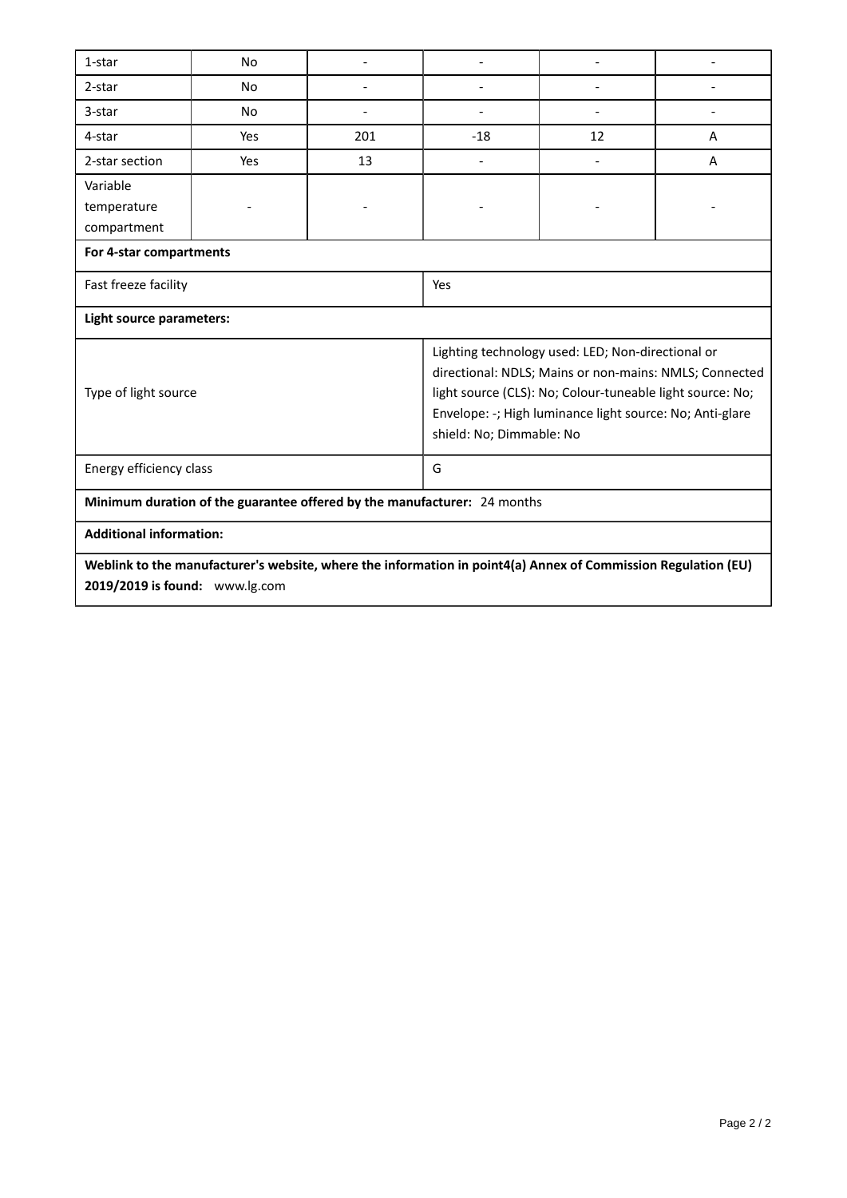| | | | | | |
|---|---|---|---|---|---|
| 1-star | No | - | - | - | - |
| 2-star | No | - | - | - | - |
| 3-star | No | - | - | - | - |
| 4-star | Yes | 201 | -18 | 12 | A |
| 2-star section | Yes | 13 | - | - | A |
| Variable temperature compartment | - | - | - | - | - |

| | |
|---|---|
| **For 4-star compartments** | |
| Fast freeze facility | Yes |
| **Light source parameters:** | |
| Type of light source | Lighting technology used: LED; Non-directional or directional: NDLS; Mains or non-mains: NMLS; Connected light source (CLS): No; Colour-tuneable light source: No; Envelope: -; High luminance light source: No; Anti-glare shield: No; Dimmable: No |
| Energy efficiency class | G |

**Minimum duration of the guarantee offered by the manufacturer:** 24 months

**Additional information:**

**Weblink to the manufacturer's website, where the information in point4(a) Annex of Commission Regulation (EU) 2019/2019 is found:** www.lg.com